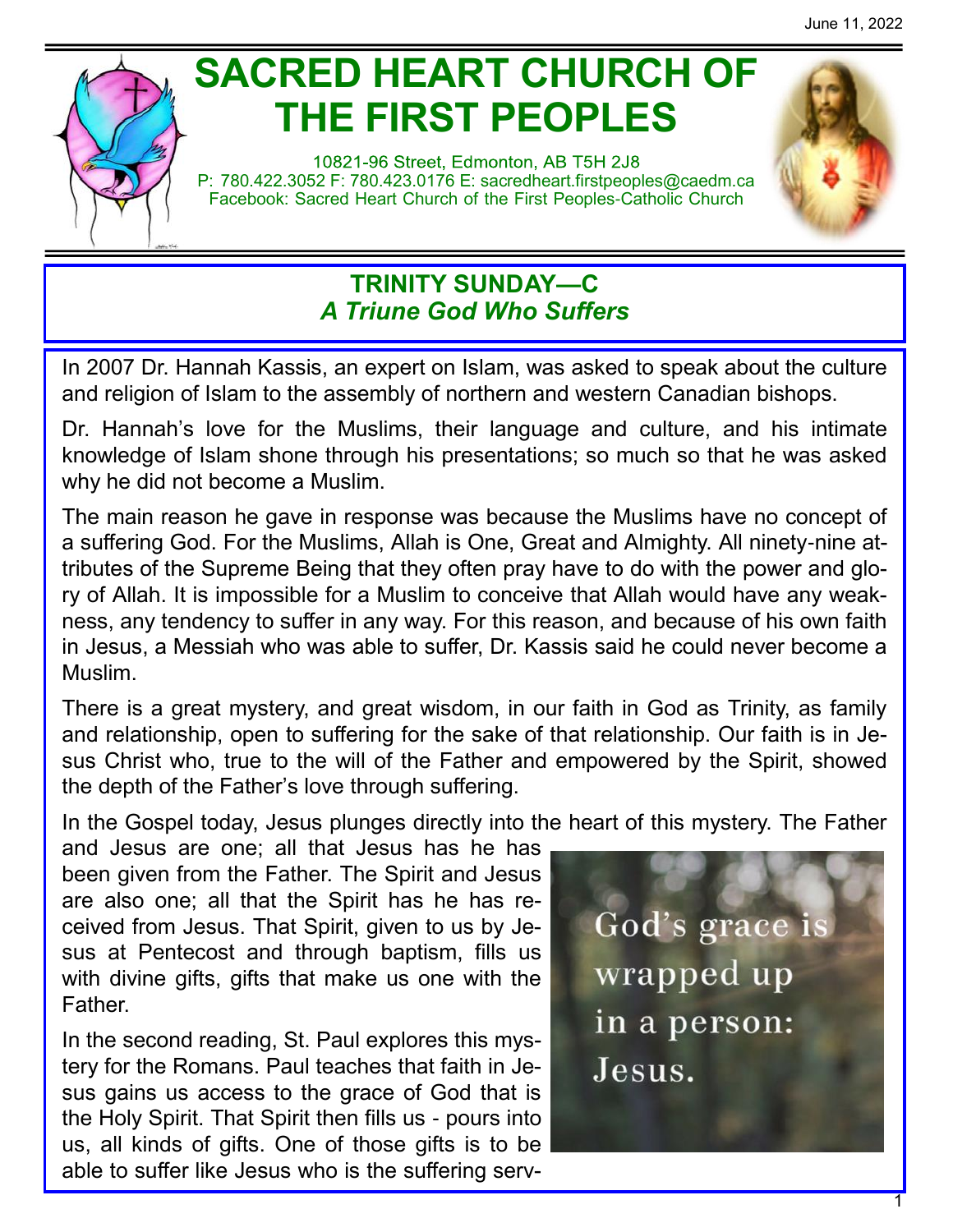June 11, 2022

# SACRED HEART CHURCH OF THE FIRST PEOPLES

10821-96 Street, Edmonton, AB T5H 2J8
P: 780.422.3052 F: 780.423.0176 E: sacredheart.firstpeoples@caedm.ca
Facebook: Sacred Heart Church of the First Peoples-Catholic Church

## TRINITY SUNDAY—C
### *A Triune God Who Suffers*

In 2007 Dr. Hannah Kassis, an expert on Islam, was asked to speak about the culture and religion of Islam to the assembly of northern and western Canadian bishops.

Dr. Hannah's love for the Muslims, their language and culture, and his intimate knowledge of Islam shone through his presentations; so much so that he was asked why he did not become a Muslim.

The main reason he gave in response was because the Muslims have no concept of a suffering God. For the Muslims, Allah is One, Great and Almighty. All ninety-nine attributes of the Supreme Being that they often pray have to do with the power and glory of Allah. It is impossible for a Muslim to conceive that Allah would have any weakness, any tendency to suffer in any way. For this reason, and because of his own faith in Jesus, a Messiah who was able to suffer, Dr. Kassis said he could never become a Muslim.

There is a great mystery, and great wisdom, in our faith in God as Trinity, as family and relationship, open to suffering for the sake of that relationship. Our faith is in Jesus Christ who, true to the will of the Father and empowered by the Spirit, showed the depth of the Father's love through suffering.

In the Gospel today, Jesus plunges directly into the heart of this mystery. The Father and Jesus are one; all that Jesus has he has been given from the Father. The Spirit and Jesus are also one; all that the Spirit has he has received from Jesus. That Spirit, given to us by Jesus at Pentecost and through baptism, fills us with divine gifts, gifts that make us one with the Father.

God's grace is wrapped up in a person: Jesus.

In the second reading, St. Paul explores this mystery for the Romans. Paul teaches that faith in Jesus gains us access to the grace of God that is the Holy Spirit. That Spirit then fills us - pours into us, all kinds of gifts. One of those gifts is to be able to suffer like Jesus who is the suffering serv-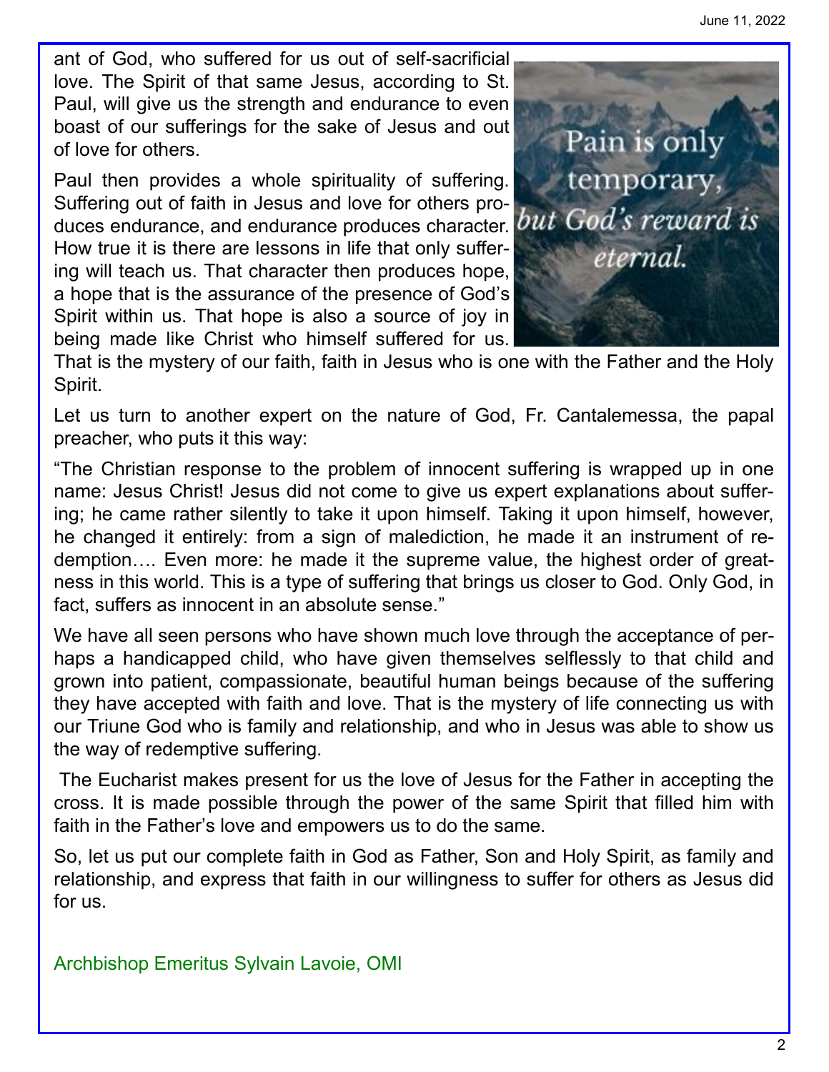ant of God, who suffered for us out of self-sacrificial love. The Spirit of that same Jesus, according to St. Paul, will give us the strength and endurance to even boast of our sufferings for the sake of Jesus and out of love for others.

Paul then provides a whole spirituality of suffering. Suffering out of faith in Jesus and love for others produces endurance, and endurance produces character. How true it is there are lessons in life that only suffering will teach us. That character then produces hope, a hope that is the assurance of the presence of God's Spirit within us. That hope is also a source of joy in being made like Christ who himself suffered for us. That is the mystery of our faith, faith in Jesus who is one with the Father and the Holy Spirit.

Pain is only temporary, *but God's reward is eternal.*

Let us turn to another expert on the nature of God, Fr. Cantalemessa, the papal preacher, who puts it this way:

"The Christian response to the problem of innocent suffering is wrapped up in one name: Jesus Christ! Jesus did not come to give us expert explanations about suffering; he came rather silently to take it upon himself. Taking it upon himself, however, he changed it entirely: from a sign of malediction, he made it an instrument of redemption…. Even more: he made it the supreme value, the highest order of greatness in this world. This is a type of suffering that brings us closer to God. Only God, in fact, suffers as innocent in an absolute sense."

We have all seen persons who have shown much love through the acceptance of perhaps a handicapped child, who have given themselves selflessly to that child and grown into patient, compassionate, beautiful human beings because of the suffering they have accepted with faith and love. That is the mystery of life connecting us with our Triune God who is family and relationship, and who in Jesus was able to show us the way of redemptive suffering.

The Eucharist makes present for us the love of Jesus for the Father in accepting the cross. It is made possible through the power of the same Spirit that filled him with faith in the Father's love and empowers us to do the same.

So, let us put our complete faith in God as Father, Son and Holy Spirit, as family and relationship, and express that faith in our willingness to suffer for others as Jesus did for us.

Archbishop Emeritus Sylvain Lavoie, OMI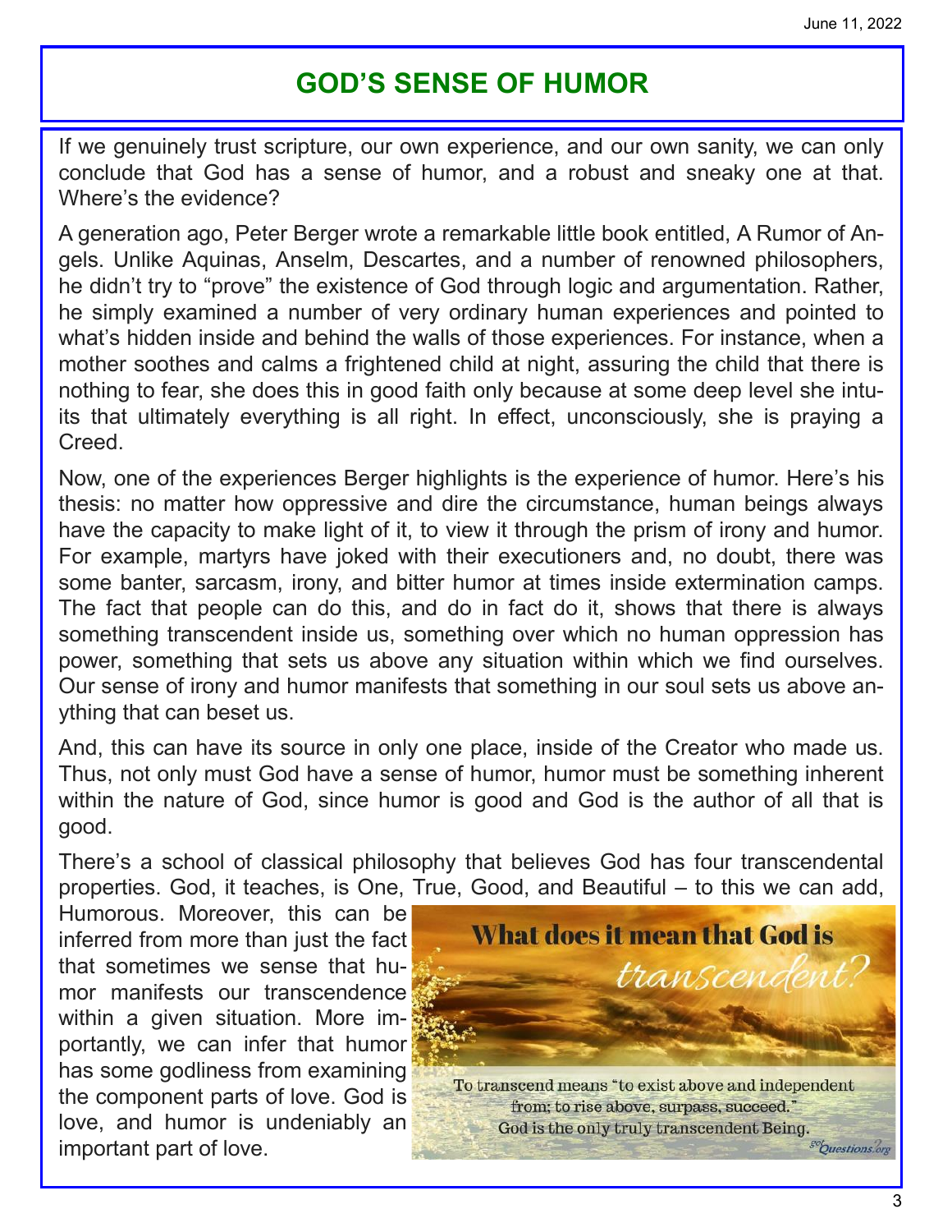# GOD'S SENSE OF HUMOR

If we genuinely trust scripture, our own experience, and our own sanity, we can only conclude that God has a sense of humor, and a robust and sneaky one at that. Where's the evidence?

A generation ago, Peter Berger wrote a remarkable little book entitled, A Rumor of Angels. Unlike Aquinas, Anselm, Descartes, and a number of renowned philosophers, he didn't try to "prove" the existence of God through logic and argumentation. Rather, he simply examined a number of very ordinary human experiences and pointed to what's hidden inside and behind the walls of those experiences. For instance, when a mother soothes and calms a frightened child at night, assuring the child that there is nothing to fear, she does this in good faith only because at some deep level she intuits that ultimately everything is all right. In effect, unconsciously, she is praying a Creed.

Now, one of the experiences Berger highlights is the experience of humor. Here's his thesis: no matter how oppressive and dire the circumstance, human beings always have the capacity to make light of it, to view it through the prism of irony and humor. For example, martyrs have joked with their executioners and, no doubt, there was some banter, sarcasm, irony, and bitter humor at times inside extermination camps. The fact that people can do this, and do in fact do it, shows that there is always something transcendent inside us, something over which no human oppression has power, something that sets us above any situation within which we find ourselves. Our sense of irony and humor manifests that something in our soul sets us above anything that can beset us.

And, this can have its source in only one place, inside of the Creator who made us. Thus, not only must God have a sense of humor, humor must be something inherent within the nature of God, since humor is good and God is the author of all that is good.

There's a school of classical philosophy that believes God has four transcendental properties. God, it teaches, is One, True, Good, and Beautiful – to this we can add, Humorous. Moreover, this can be inferred from more than just the fact that sometimes we sense that humor manifests our transcendence within a given situation. More importantly, we can infer that humor has some godliness from examining the component parts of love. God is love, and humor is undeniably an important part of love.

What does it mean that God is *transcendent?*

To transcend means "to exist above and independent from; to rise above, surpass, succeed." God is the only truly transcendent Being.

gotQuestions?org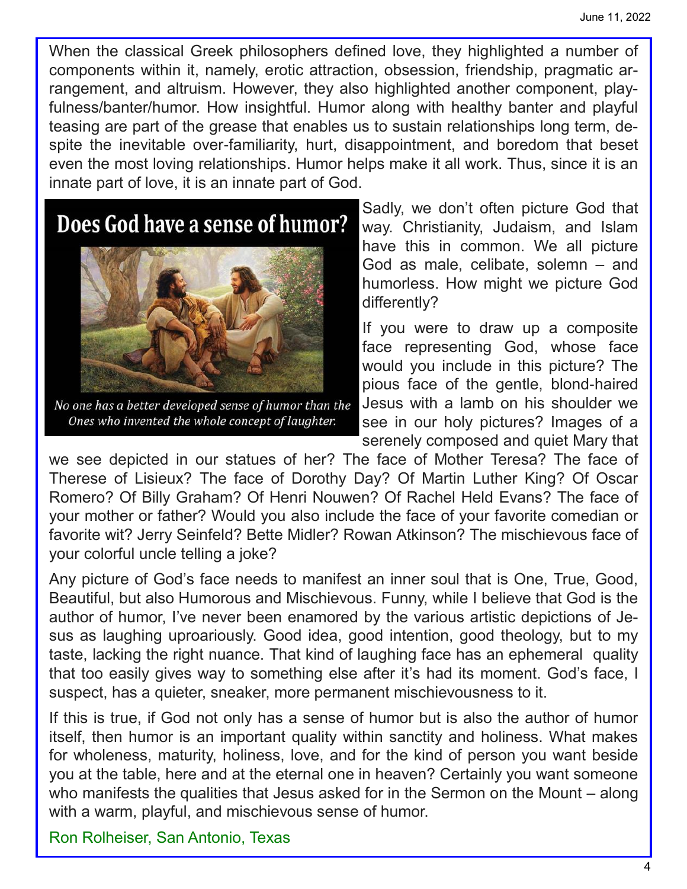When the classical Greek philosophers defined love, they highlighted a number of components within it, namely, erotic attraction, obsession, friendship, pragmatic arrangement, and altruism. However, they also highlighted another component, playfulness/banter/humor. How insightful. Humor along with healthy banter and playful teasing are part of the grease that enables us to sustain relationships long term, despite the inevitable over-familiarity, hurt, disappointment, and boredom that beset even the most loving relationships. Humor helps make it all work. Thus, since it is an innate part of love, it is an innate part of God.

**Does God have a sense of humor?**

*No one has a better developed sense of humor than the Ones who invented the whole concept of laughter.*

Sadly, we don't often picture God that way. Christianity, Judaism, and Islam have this in common. We all picture God as male, celibate, solemn – and humorless. How might we picture God differently?

If you were to draw up a composite face representing God, whose face would you include in this picture? The pious face of the gentle, blond-haired Jesus with a lamb on his shoulder we see in our holy pictures? Images of a serenely composed and quiet Mary that we see depicted in our statues of her? The face of Mother Teresa? The face of Therese of Lisieux? The face of Dorothy Day? Of Martin Luther King? Of Oscar Romero? Of Billy Graham? Of Henri Nouwen? Of Rachel Held Evans? The face of your mother or father? Would you also include the face of your favorite comedian or favorite wit? Jerry Seinfeld? Bette Midler? Rowan Atkinson? The mischievous face of your colorful uncle telling a joke?

Any picture of God's face needs to manifest an inner soul that is One, True, Good, Beautiful, but also Humorous and Mischievous. Funny, while I believe that God is the author of humor, I've never been enamored by the various artistic depictions of Jesus as laughing uproariously. Good idea, good intention, good theology, but to my taste, lacking the right nuance. That kind of laughing face has an ephemeral quality that too easily gives way to something else after it's had its moment. God's face, I suspect, has a quieter, sneaker, more permanent mischievousness to it.

If this is true, if God not only has a sense of humor but is also the author of humor itself, then humor is an important quality within sanctity and holiness. What makes for wholeness, maturity, holiness, love, and for the kind of person you want beside you at the table, here and at the eternal one in heaven? Certainly you want someone who manifests the qualities that Jesus asked for in the Sermon on the Mount – along with a warm, playful, and mischievous sense of humor.

Ron Rolheiser, San Antonio, Texas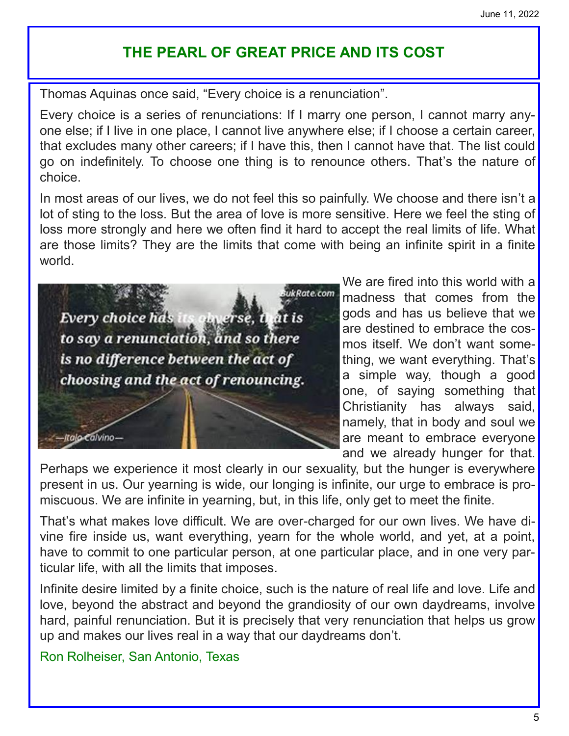# THE PEARL OF GREAT PRICE AND ITS COST

Thomas Aquinas once said, “Every choice is a renunciation”.

Every choice is a series of renunciations: If I marry one person, I cannot marry anyone else; if I live in one place, I cannot live anywhere else; if I choose a certain career, that excludes many other careers; if I have this, then I cannot have that. The list could go on indefinitely. To choose one thing is to renounce others. That’s the nature of choice.

In most areas of our lives, we do not feel this so painfully. We choose and there isn’t a lot of sting to the loss. But the area of love is more sensitive. Here we feel the sting of loss more strongly and here we often find it hard to accept the real limits of life. What are those limits? They are the limits that come with being an infinite spirit in a finite world.

*Every choice has its obverse, that is to say a renunciation, and so there is no difference between the act of choosing and the act of renouncing.*

—Italo Calvino—

We are fired into this world with a madness that comes from the gods and has us believe that we are destined to embrace the cosmos itself. We don’t want something, we want everything. That’s a simple way, though a good one, of saying something that Christianity has always said, namely, that in body and soul we are meant to embrace everyone and we already hunger for that. Perhaps we experience it most clearly in our sexuality, but the hunger is everywhere present in us. Our yearning is wide, our longing is infinite, our urge to embrace is promiscuous. We are infinite in yearning, but, in this life, only get to meet the finite.

That’s what makes love difficult. We are over-charged for our own lives. We have divine fire inside us, want everything, yearn for the whole world, and yet, at a point, have to commit to one particular person, at one particular place, and in one very particular life, with all the limits that imposes.

Infinite desire limited by a finite choice, such is the nature of real life and love. Life and love, beyond the abstract and beyond the grandiosity of our own daydreams, involve hard, painful renunciation. But it is precisely that very renunciation that helps us grow up and makes our lives real in a way that our daydreams don’t.

Ron Rolheiser, San Antonio, Texas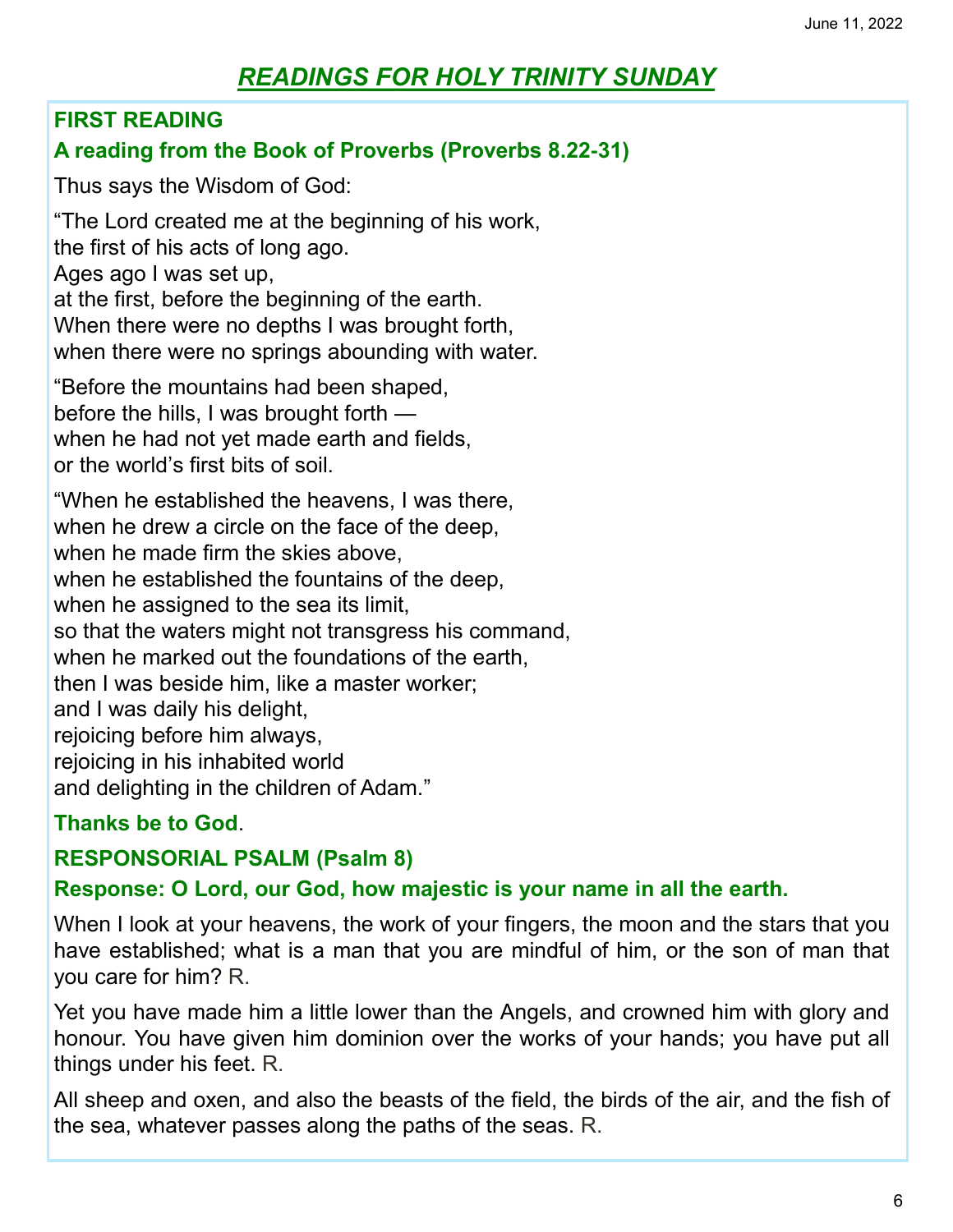June 11, 2022

# *READINGS FOR HOLY TRINITY SUNDAY*

**FIRST READING**

**A reading from the Book of Proverbs (Proverbs 8.22-31)**

Thus says the Wisdom of God:

“The Lord created me at the beginning of his work,
the first of his acts of long ago.
Ages ago I was set up,
at the first, before the beginning of the earth.
When there were no depths I was brought forth,
when there were no springs abounding with water.

“Before the mountains had been shaped,
before the hills, I was brought forth —
when he had not yet made earth and fields,
or the world’s first bits of soil.

“When he established the heavens, I was there,
when he drew a circle on the face of the deep,
when he made firm the skies above,
when he established the fountains of the deep,
when he assigned to the sea its limit,
so that the waters might not transgress his command,
when he marked out the foundations of the earth,
then I was beside him, like a master worker;
and I was daily his delight,
rejoicing before him always,
rejoicing in his inhabited world
and delighting in the children of Adam.”

**Thanks be to God**.

**RESPONSORIAL PSALM (Psalm 8)**

**Response: O Lord, our God, how majestic is your name in all the earth.**

When I look at your heavens, the work of your fingers, the moon and the stars that you have established; what is a man that you are mindful of him, or the son of man that you care for him? R.

Yet you have made him a little lower than the Angels, and crowned him with glory and honour. You have given him dominion over the works of your hands; you have put all things under his feet. R.

All sheep and oxen, and also the beasts of the field, the birds of the air, and the fish of the sea, whatever passes along the paths of the seas. R.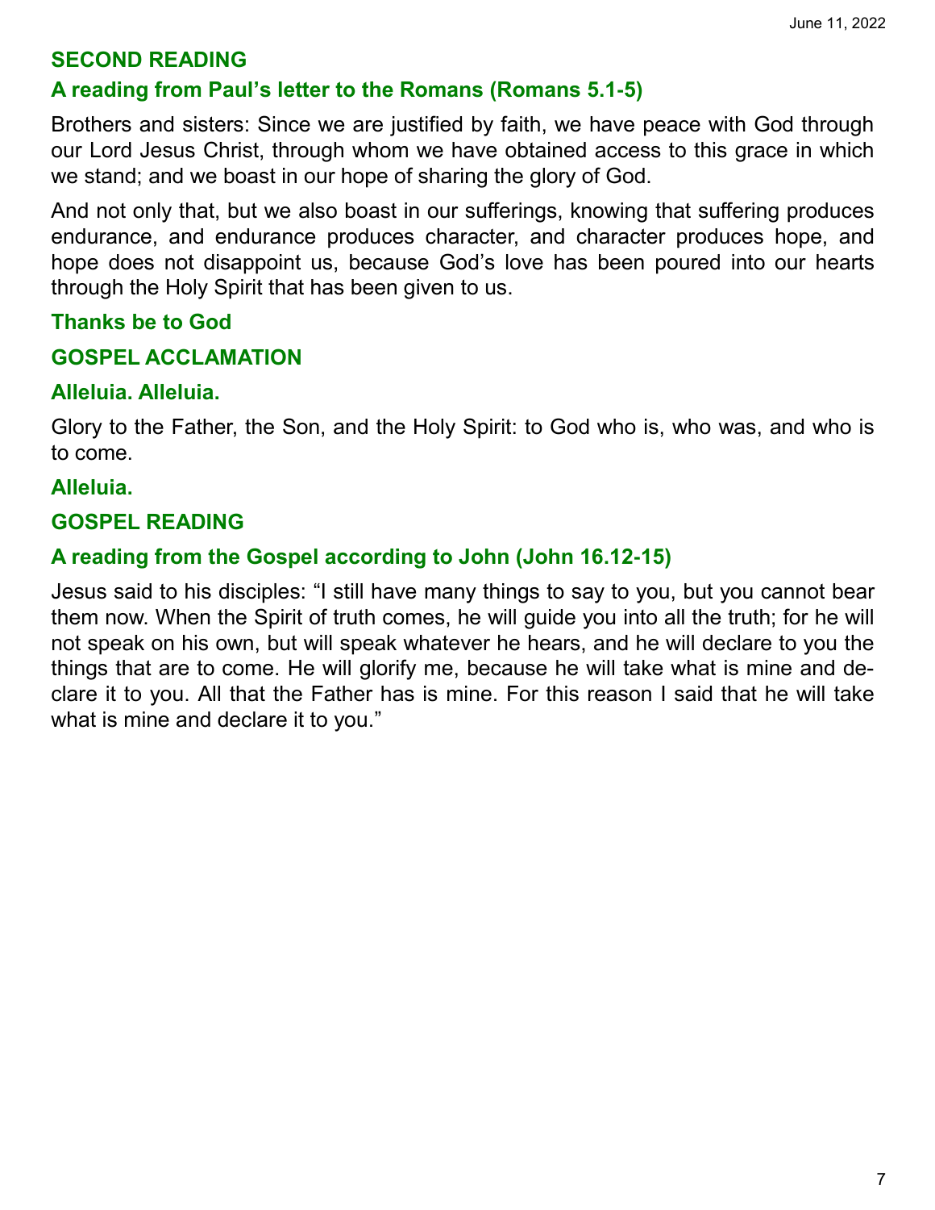## SECOND READING

### A reading from Paul's letter to the Romans (Romans 5.1-5)

Brothers and sisters: Since we are justified by faith, we have peace with God through our Lord Jesus Christ, through whom we have obtained access to this grace in which we stand; and we boast in our hope of sharing the glory of God.

And not only that, but we also boast in our sufferings, knowing that suffering produces endurance, and endurance produces character, and character produces hope, and hope does not disappoint us, because God's love has been poured into our hearts through the Holy Spirit that has been given to us.

**Thanks be to God**

## GOSPEL ACCLAMATION

**Alleluia. Alleluia.**

Glory to the Father, the Son, and the Holy Spirit: to God who is, who was, and who is to come.

**Alleluia.**

## GOSPEL READING

### A reading from the Gospel according to John (John 16.12-15)

Jesus said to his disciples: "I still have many things to say to you, but you cannot bear them now. When the Spirit of truth comes, he will guide you into all the truth; for he will not speak on his own, but will speak whatever he hears, and he will declare to you the things that are to come. He will glorify me, because he will take what is mine and declare it to you. All that the Father has is mine. For this reason I said that he will take what is mine and declare it to you."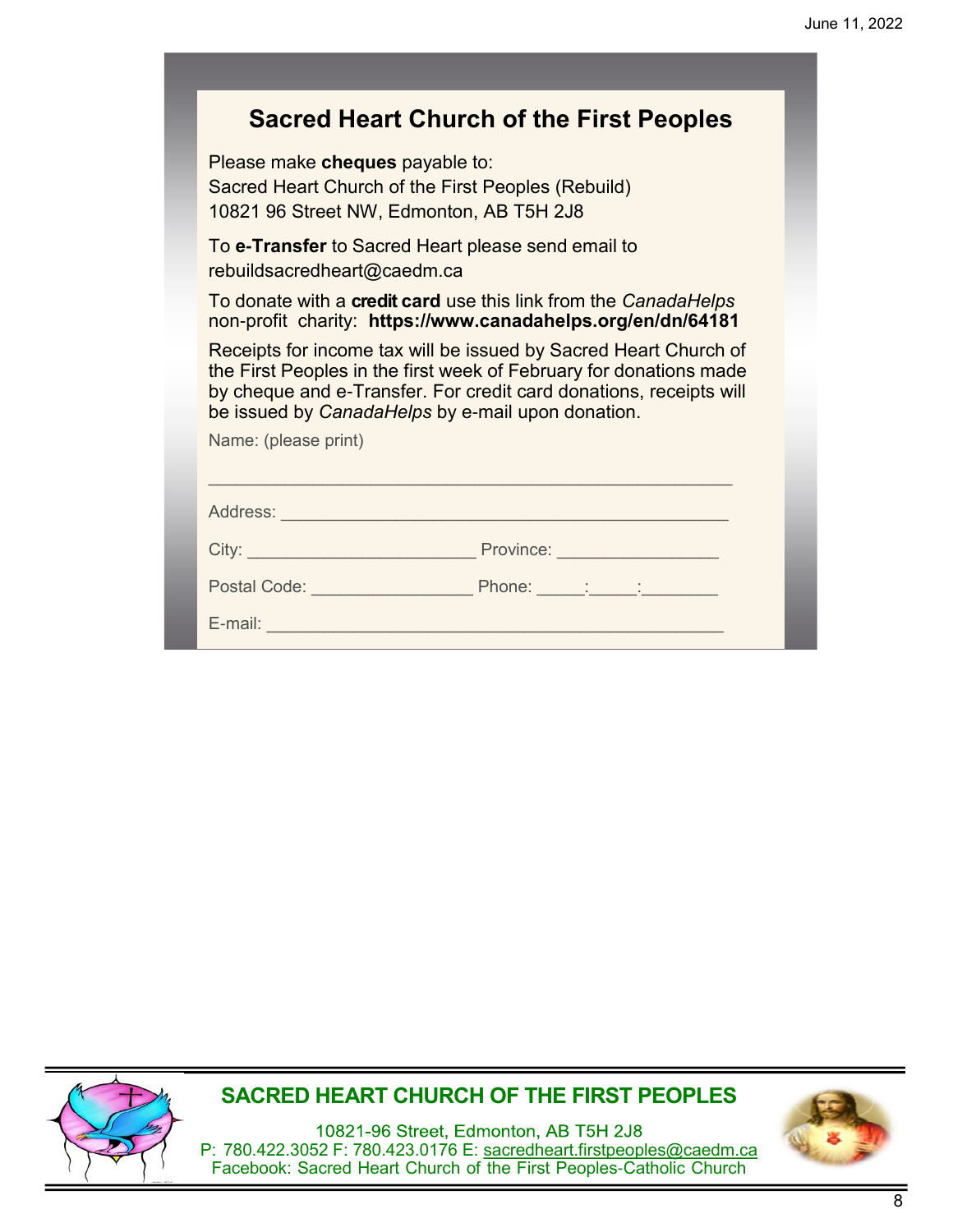## Sacred Heart Church of the First Peoples

Please make **cheques** payable to:
Sacred Heart Church of the First Peoples (Rebuild)
10821 96 Street NW, Edmonton, AB T5H 2J8

To **e-Transfer** to Sacred Heart please send email to rebuildsacredheart@caedm.ca

To donate with a **credit card** use this link from the *CanadaHelps* non-profit charity: **https://www.canadahelps.org/en/dn/64181**

Receipts for income tax will be issued by Sacred Heart Church of the First Peoples in the first week of February for donations made by cheque and e-Transfer. For credit card donations, receipts will be issued by *CanadaHelps* by e-mail upon donation.

Name: (please print)

_______________________________________________________

Address: _______________________________________________

City: ________________________ Province: _________________

Postal Code: _________________ Phone: _____:_____:________

E-mail: _________________________________________________

**SACRED HEART CHURCH OF THE FIRST PEOPLES**

10821-96 Street, Edmonton, AB T5H 2J8
P: 780.422.3052 F: 780.423.0176 E: sacredheart.firstpeoples@caedm.ca
Facebook: Sacred Heart Church of the First Peoples-Catholic Church